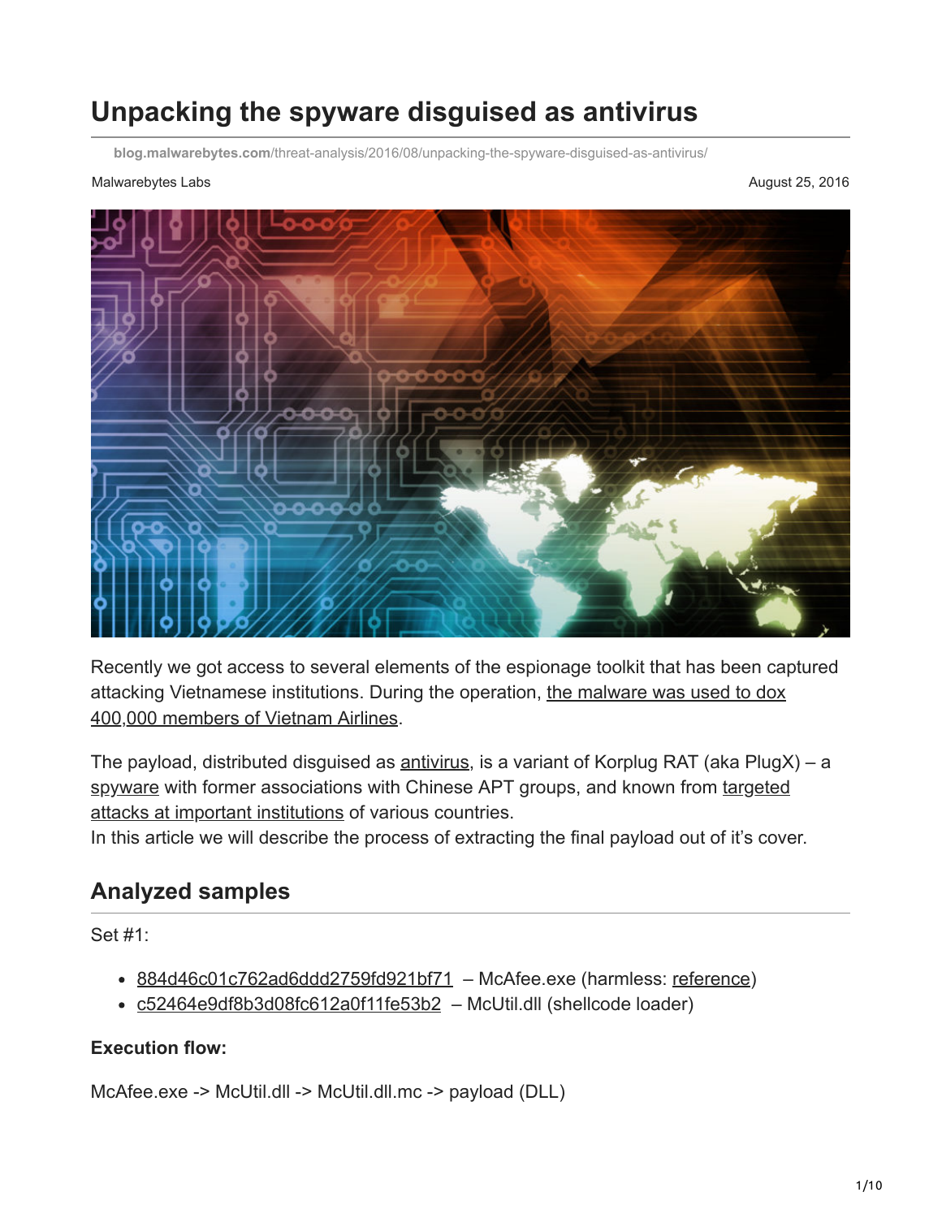# Unpacking the spyware disguised as antivirus

blog.malwarebytes.com/threat-analysis/2016/08/unpacking-the-spyware-disguised-as-antivirus/

Malwarebytes Labs

August 25, 2016

Recently we got access to several elements of the espionage toolkit that has been captured attacking Vietnamese institutions. During the operation, the malware was used to dox 400,000 members of Vietnam Airlines.

The payload, distributed disguised as antivirus, is a variant of Korplug RAT (aka PlugX) – a spyware with former associations with Chinese APT groups, and known from targeted attacks at important institutions of various countries.
In this article we will describe the process of extracting the final payload out of it's cover.

## Analyzed samples

Set #1:

- 884d46c01c762ad6ddd2759fd921bf71 – McAfee.exe (harmless: reference)
- c52464e9df8b3d08fc612a0f11fe53b2 – McUtil.dll (shellcode loader)

**Execution flow:**

McAfee.exe -> McUtil.dll -> McUtil.dll.mc -> payload (DLL)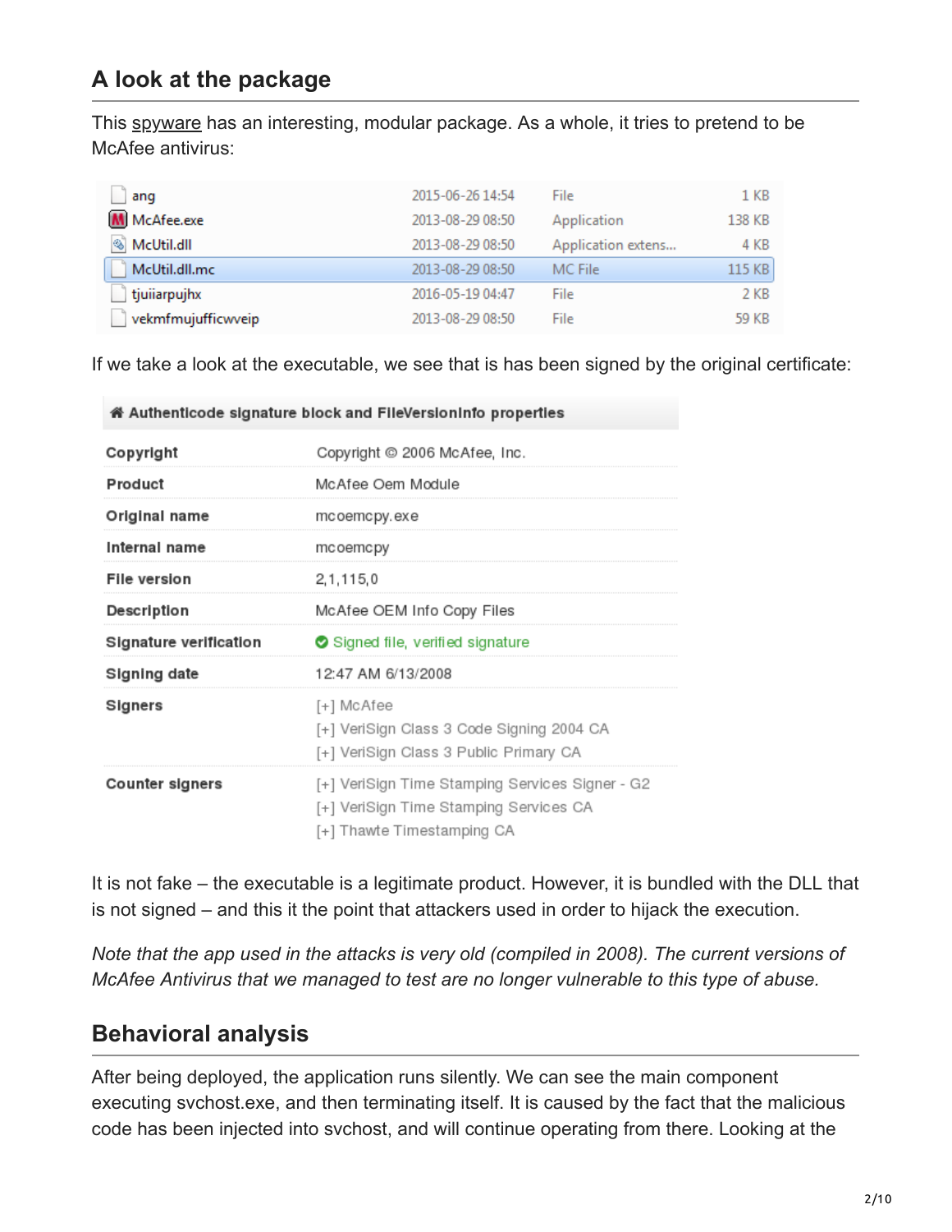## A look at the package

This spyware has an interesting, modular package. As a whole, it tries to pretend to be McAfee antivirus:

| Name | Date | Type | Size |
|---|---|---|---|
| ang | 2015-06-26 14:54 | File | 1 KB |
| McAfee.exe | 2013-08-29 08:50 | Application | 138 KB |
| McUtil.dll | 2013-08-29 08:50 | Application extens... | 4 KB |
| McUtil.dll.mc | 2013-08-29 08:50 | MC File | 115 KB |
| tjuiiarpujhx | 2016-05-19 04:47 | File | 2 KB |
| vekmfmujufficwveip | 2013-08-29 08:50 | File | 59 KB |

If we take a look at the executable, we see that is has been signed by the original certificate:

| Authenticode signature block and FileVersionInfo properties | |
|---|---|
| Copyright | Copyright © 2006 McAfee, Inc. |
| Product | McAfee Oem Module |
| Original name | mcoemcpy.exe |
| Internal name | mcoemcpy |
| File version | 2,1,115,0 |
| Description | McAfee OEM Info Copy Files |
| Signature verification | Signed file, verified signature |
| Signing date | 12:47 AM 6/13/2008 |
| Signers | [+] McAfee<br>[+] VeriSign Class 3 Code Signing 2004 CA<br>[+] VeriSign Class 3 Public Primary CA |
| Counter signers | [+] VeriSign Time Stamping Services Signer - G2<br>[+] VeriSign Time Stamping Services CA<br>[+] Thawte Timestamping CA |

It is not fake – the executable is a legitimate product. However, it is bundled with the DLL that is not signed – and this it the point that attackers used in order to hijack the execution.

*Note that the app used in the attacks is very old (compiled in 2008). The current versions of McAfee Antivirus that we managed to test are no longer vulnerable to this type of abuse.*

## Behavioral analysis

After being deployed, the application runs silently. We can see the main component executing svchost.exe, and then terminating itself. It is caused by the fact that the malicious code has been injected into svchost, and will continue operating from there. Looking at the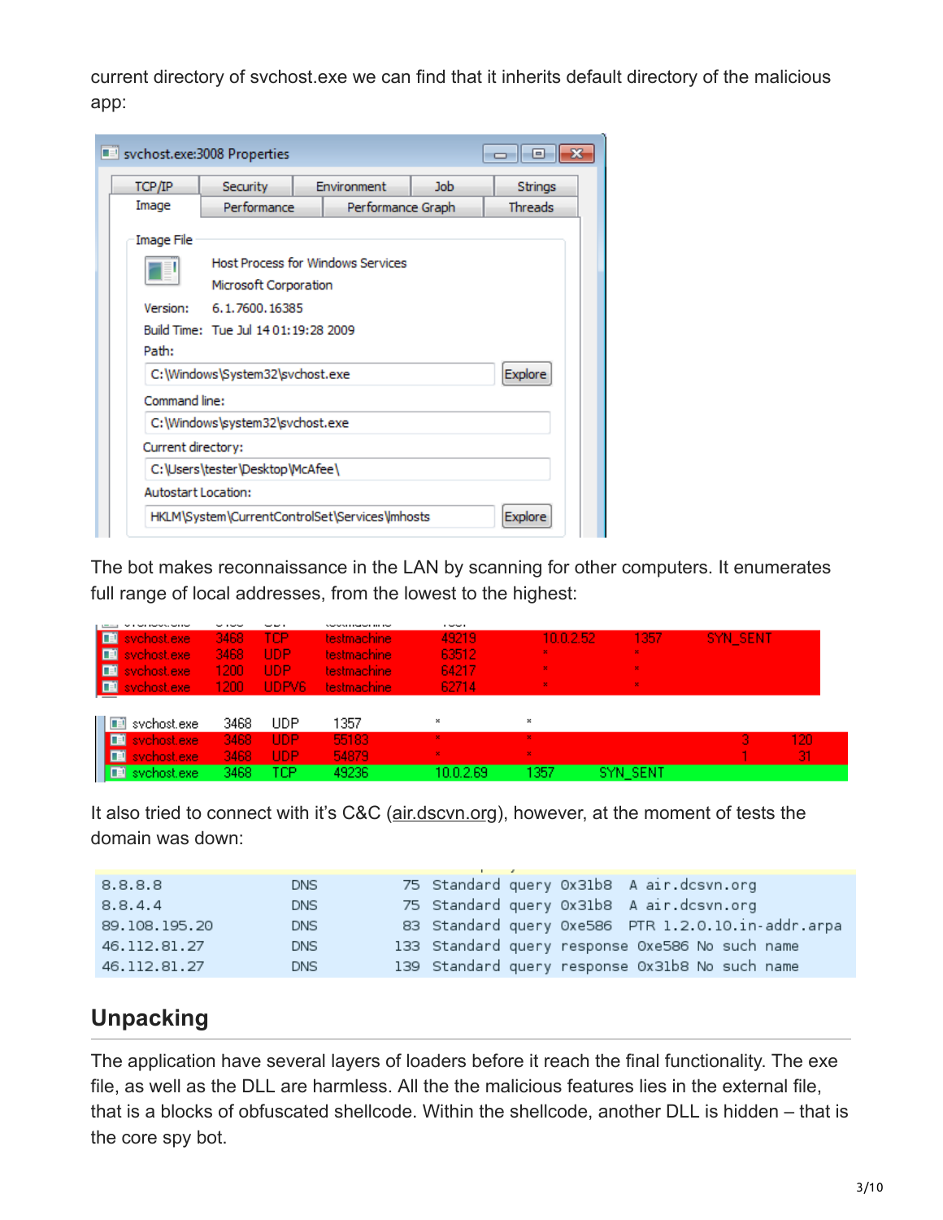current directory of svchost.exe we can find that it inherits default directory of the malicious app:

The bot makes reconnaissance in the LAN by scanning for other computers. It enumerates full range of local addresses, from the lowest to the highest:

It also tried to connect with it's C&C (air.dscvn.org), however, at the moment of tests the domain was down:

## Unpacking

The application have several layers of loaders before it reach the final functionality. The exe file, as well as the DLL are harmless. All the the malicious features lies in the external file, that is a blocks of obfuscated shellcode. Within the shellcode, another DLL is hidden – that is the core spy bot.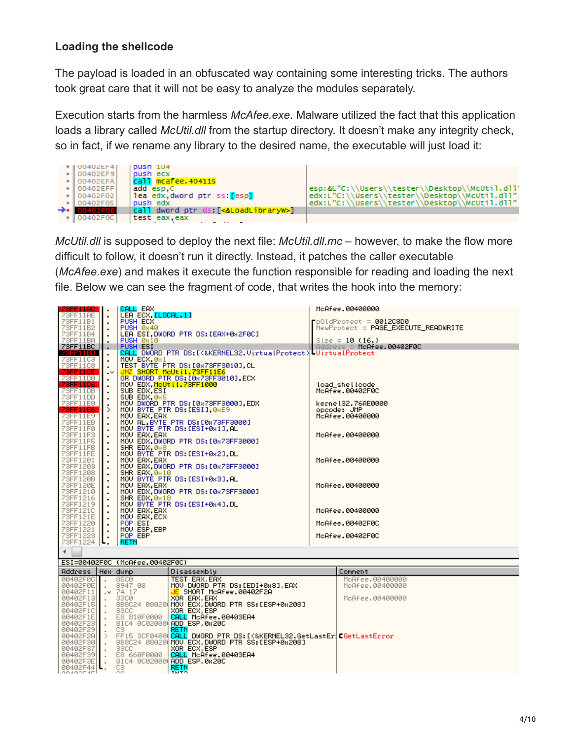### Loading the shellcode

The payload is loaded in an obfuscated way containing some interesting tricks. The authors took great care that it will not be easy to analyze the modules separately.

Execution starts from the harmless *McAfee.exe*. Malware utilized the fact that this application loads a library called *McUtil.dll* from the startup directory. It doesn't make any integrity check, so in fact, if we rename any library to the desired name, the executable will just load it:

```
00402EF4   push 104
00402EF9   push ecx
00402EFA   call mcafee.404115
00402EFF   add esp,C
00402F02   lea edx,dword ptr ss:[esp]          esp:&L"C:\\Users\\tester\\Desktop\\McUtil.dll"
00402F05   push edx                            edx:L"C:\\Users\\tester\\Desktop\\McUtil.dll"
00402F06   call dword ptr ds:[<&LoadLibraryW>] edx:L"C:\\Users\\tester\\Desktop\\McUtil.dll"
00402F0C   test eax,eax
```

*McUtil.dll* is supposed to deploy the next file: *McUtil.dll.mc* – however, to make the flow more difficult to follow, it doesn't run it directly. Instead, it patches the caller executable (*McAfee.exe*) and makes it execute the function responsible for reading and loading the next file. Below we can see the fragment of code, that writes the hook into the memory:

```
73FF11AC  CALL EAX                                          McAfee.00400000
73FF11AE  LEA ECX,[LOCAL.1]
73FF11B1  PUSH ECX                                          pOldProtect = 0012C8D0
73FF11B2  PUSH 0x40                                         NewProtect = PAGE_EXECUTE_READWRITE
73FF11B4  LEA ESI,DWORD PTR DS:[EAX+0x2F0C]
73FF11BA  PUSH 0x10                                         Size = 10 (16.)
73FF11BC  PUSH ESI                                          Address = McAfee.00402F0C
73FF11BD  CALL DWORD PTR DS:[<&KERNEL32.VirtualProtect>     VirtualProtect
73FF11C3  MOV ECX,0x1
73FF11C8  TEST BYTE PTR DS:[0x73FF3010],CL
73FF11CE  JNZ SHORT McUtil.73FF11E6
73FF11D0  OR DWORD PTR DS:[0x73FF3010],ECX
73FF11D6  MOV EDX,McUtil.73FF1000                           load_shellcode
73FF11DB  SUB EDX,ESI                                       McAfee.00402F0C
73FF11DD  SUB EDX,0x5
73FF11E0  MOV DWORD PTR DS:[0x73FF3000],EDX                 kernel32.76AE0000
73FF11E6  MOV BYTE PTR DS:[ESI],0xE9                        opcode: JMP
73FF11E9  MOV EAX,EAX                                       McAfee.00400000
73FF11EB  MOV AL,BYTE PTR DS:[0x73FF3000]
73FF11F0  MOV BYTE PTR DS:[ESI+0x1],AL
73FF11F3  MOV EAX,EAX                                       McAfee.00400000
73FF11F5  MOV EDX,DWORD PTR DS:[0x73FF3000]
73FF11FB  SHR EDX,0x8
73FF11FE  MOV BYTE PTR DS:[ESI+0x2],DL
73FF1201  MOV EAX,EAX                                       McAfee.00400000
73FF1203  MOV EAX,DWORD PTR DS:[0x73FF3000]
73FF1208  SHR EAX,0x10
73FF120B  MOV BYTE PTR DS:[ESI+0x3],AL
73FF120E  MOV EAX,EAX                                       McAfee.00400000
73FF1210  MOV EDX,DWORD PTR DS:[0x73FF3000]
73FF1216  SHR EDX,0x18
73FF1219  MOV BYTE PTR DS:[ESI+0x4],DL
73FF121C  MOV EAX,EAX                                       McAfee.00400000
73FF121E  MOV EAX,ECX
73FF1220  POP ESI                                           McAfee.00402F0C
73FF1221  MOV ESP,EBP
73FF1223  POP EBP                                           McAfee.00402F0C
73FF1224  RETN

ESI=00402F0C (McAfee.00402F0C)

Address   Hex dump          Disassembly                                  Comment
00402F0C  85C0              TEST EAX,EAX                                 McAfee.00400000
00402F0E  8947 08           MOV DWORD PTR DS:[EDI+0x8],EAX               McAfee.00400000
00402F11  74 17             JE SHORT McAfee.00402F2A
00402F13  33C0              XOR EAX,EAX                                  McAfee.00400000
00402F15  8B8C24 08020000   MOV ECX,DWORD PTR SS:[ESP+0x208]
00402F1C  33CC              XOR ECX,ESP
00402F1E  E8 810F0000       CALL McAfee.00403EA4
00402F23  81C4 0C020000     ADD ESP,0x20C
00402F29  C3                RETN
00402F2A  FF15 3CF04000     CALL DWORD PTR DS:[<&KERNEL32.GetLastEr      GetLastError
00402F30  8B8C24 08020000   MOV ECX,DWORD PTR SS:[ESP+0x208]
00402F37  33CC              XOR ECX,ESP
00402F39  E8 660F0000       CALL McAfee.00403EA4
00402F3E  81C4 0C020000     ADD ESP,0x20C
00402F44  C3                RETN
```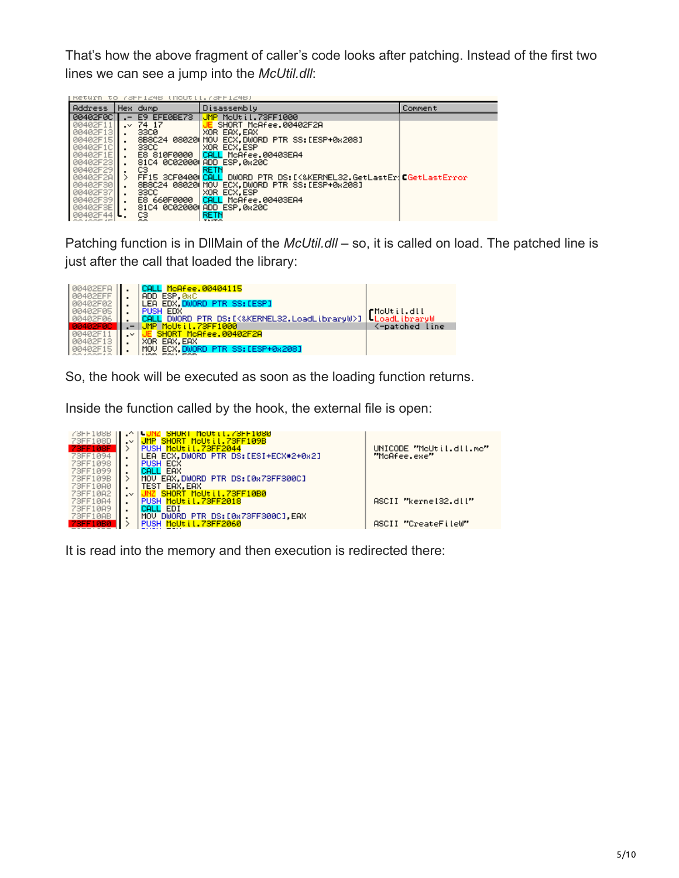That's how the above fragment of caller's code looks after patching. Instead of the first two lines we can see a jump into the *McUtil.dll*:

```
Address   Hex dump          Disassembly                                          Comment
00402F0C  .- E9 EFE0BE73    JMP McUtil.73FF1000
00402F11  .v 74 17          JE SHORT McAfee.00402F2A
00402F13  .  33C0           XOR EAX,EAX
00402F15  .  8B8C24 08020   MOV ECX,DWORD PTR SS:[ESP+0x208]
00402F1C  .  33CC           XOR ECX,ESP
00402F1E  .  E8 810F0000    CALL McAfee.00403EA4
00402F23  .  81C4 0C02000   ADD ESP,0x20C
00402F29  .  C3             RETN
00402F2A  >  FF15 3CF0400   CALL DWORD PTR DS:[<&KERNEL32.GetLastEr  GetLastError
00402F30  .  8B8C24 08020   MOV ECX,DWORD PTR SS:[ESP+0x208]
00402F37  .  33CC           XOR ECX,ESP
00402F39  .  E8 660F0000    CALL McAfee.00403EA4
00402F3E  .  81C4 0C02000   ADD ESP,0x20C
00402F44  L. C3             RETN
```

Patching function is in DllMain of the *McUtil.dll* – so, it is called on load. The patched line is just after the call that loaded the library:

```
00402EFA  .  CALL McAfee.00404115
00402EFF  .  ADD ESP,0xC
00402F02  .  LEA EDX,DWORD PTR SS:[ESP]
00402F05  .  PUSH EDX                                     McUtil.dll
00402F06  .  CALL DWORD PTR DS:[<&KERNEL32.LoadLibraryW>]  LoadLibraryW
00402F0C  .- JMP McUtil.73FF1000                          <-patched line
00402F11  .v JE SHORT McAfee.00402F2A
00402F13  .  XOR EAX,EAX
00402F15  .  MOV ECX,DWORD PTR SS:[ESP+0x208]
```

So, the hook will be executed as soon as the loading function returns.

Inside the function called by the hook, the external file is open:

```
73FF108B  .^ JNZ SHORT McUtil.73FF1080
73FF108D  .v JMP SHORT McUtil.73FF109B
73FF108F  >  PUSH McUtil.73FF2044                 UNICODE "McUtil.dll.mc"
73FF1094  .  LEA ECX,DWORD PTR DS:[ESI+ECX*2+0x2]  "McAfee.exe"
73FF1098  .  PUSH ECX
73FF1099  .  CALL EAX
73FF109B  >  MOV EAX,DWORD PTR DS:[0x73FF300C]
73FF10A0  .  TEST EAX,EAX
73FF10A2  .v JNZ SHORT McUtil.73FF10B0
73FF10A4  .  PUSH McUtil.73FF2018                 ASCII "kernel32.dll"
73FF10A9  .  CALL EDI
73FF10AB  .  MOV DWORD PTR DS:[0x73FF300C],EAX
73FF10B0  >  PUSH McUtil.73FF2060                 ASCII "CreateFileW"
```

It is read into the memory and then execution is redirected there: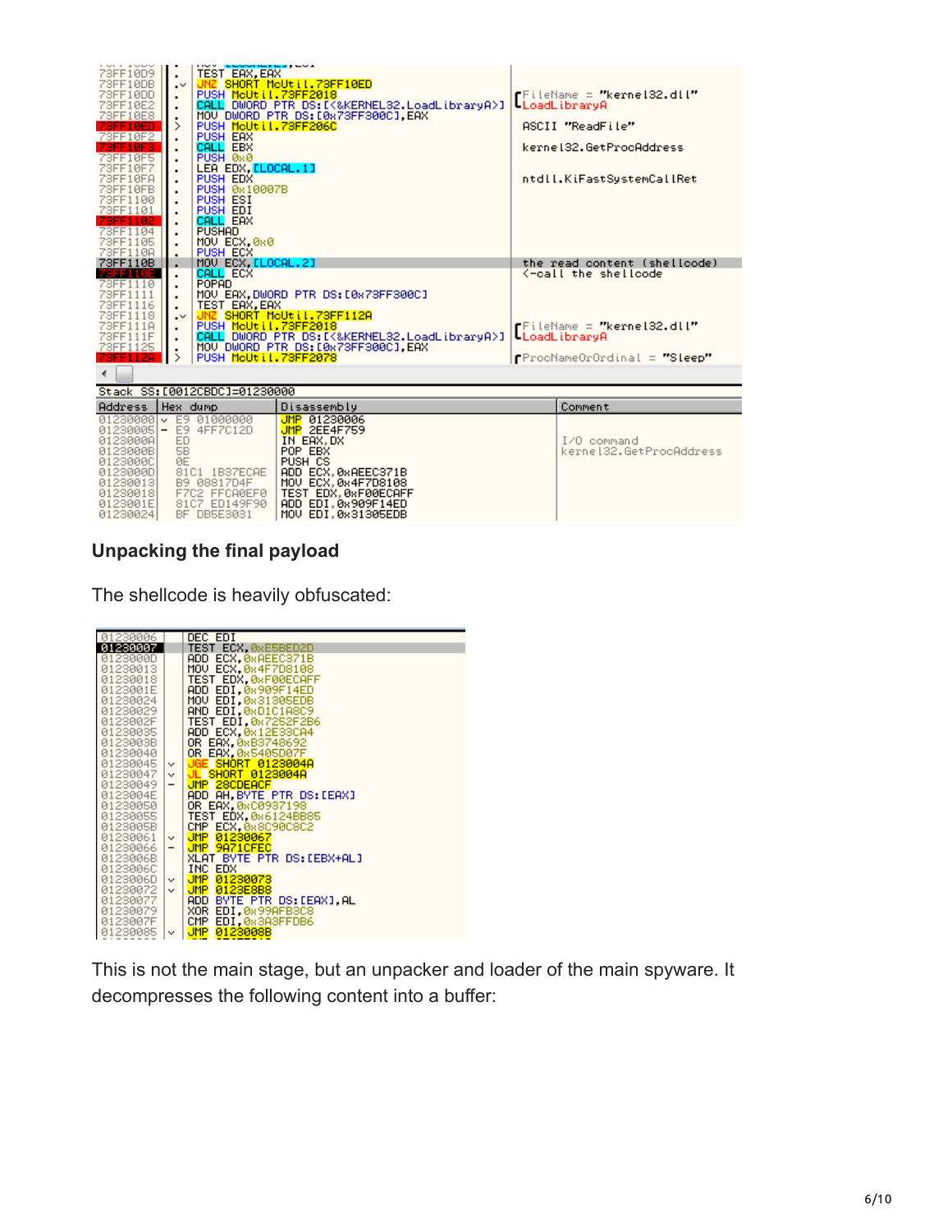```
73FF10D9  .   TEST EAX,EAX
73FF10DB  .v  JNZ SHORT McUtil.73FF10ED
73FF10DD  .   PUSH McUtil.73FF2018                              [FileName = "kernel32.dll"
73FF10E2  .   CALL DWORD PTR DS:[<&KERNEL32.LoadLibraryA>]      LoadLibraryA
73FF10E8  .   MOV DWORD PTR DS:[0x73FF300C],EAX
73FF10ED  >   PUSH McUtil.73FF206C                              ASCII "ReadFile"
73FF10F2  .   PUSH EAX
73FF10F3  .   CALL EBX                                          kernel32.GetProcAddress
73FF10F5  .   PUSH 0x0
73FF10F7  .   LEA EDX,[LOCAL.1]
73FF10FA  .   PUSH EDX
73FF10FB  .   PUSH 0x10007B
73FF1100  .   PUSH ESI
73FF1101  .   PUSH EDI
73FF1102  .   CALL EAX                                          ntdll.KiFastSystemCallRet
73FF1104  .   PUSHAD
73FF1105  .   MOV ECX,0x0
73FF110A  .   PUSH ECX
73FF110B  .   MOV ECX,[LOCAL.2]                                 the read content (shellcode)
73FF110E  .   CALL ECX                                          <-call the shellcode
73FF1110  .   POPAD
73FF1111  .   MOV EAX,DWORD PTR DS:[0x73FF300C]
73FF1116  .   TEST EAX,EAX
73FF1118  .v  JNZ SHORT McUtil.73FF112A
73FF111A  .   PUSH McUtil.73FF2018                              [FileName = "kernel32.dll"
73FF111F  .   CALL DWORD PTR DS:[<&KERNEL32.LoadLibraryA>]      LoadLibraryA
73FF1125  .   MOV DWORD PTR DS:[0x73FF300C],EAX
73FF112A  >   PUSH McUtil.73FF2078                              [ProcNameOrOrdinal = "Sleep"

Stack SS:[0012CBDC]=01230000

Address   Hex dump          Disassembly              Comment
01230000  v E9 01000000     JMP 01230006
01230005  - E9 4FF7C12D     JMP 2EE4F759
0123000A    ED              IN EAX,DX                I/O command
0123000B    5B              POP EBX                  kernel32.GetProcAddress
0123000C    0E              PUSH CS
0123000D    81C1 1B37ECAE   ADD ECX,0xAEEC371B
01230013    B9 08817D4F     MOV ECX,0x4F7D8108
01230018    F7C2 FFCA0EF0   TEST EDX,0xF00ECAFF
0123001E    81C7 ED149F90   ADD EDI,0x909F14ED
01230024    BF DB5E3031     MOV EDI,0x31305EDB
```

## Unpacking the final payload

The shellcode is heavily obfuscated:

```
01230006      DEC EDI
01230007      TEST ECX,0xE5BED2D
0123000D      ADD ECX,0xAEEC371B
01230013      MOV ECX,0x4F7D8108
01230018      TEST EDX,0xF00ECAFF
0123001E      ADD EDI,0x909F14ED
01230024      MOV EDI,0x31305EDB
01230029      AND EDI,0xD1C1A8C9
0123002F      TEST EDI,0x7252F2B6
01230035      ADD ECX,0x12E33CA4
0123003B      OR EAX,0xB3748692
01230040      OR EAX,0x5405D07F
01230045  v   JGE SHORT 0123004A
01230047  v   JL SHORT 0123004A
01230049  -   JMP 28CDEACF
0123004E      ADD AH,BYTE PTR DS:[EAX]
01230050      OR EAX,0xC0937198
01230055      TEST EDX,0x6124BB85
0123005B      CMP ECX,0x8C90C8C2
01230061  v   JMP 01230067
01230066  -   JMP 9A71CFEC
0123006B      XLAT BYTE PTR DS:[EBX+AL]
0123006C      INC EDX
0123006D  v   JMP 01230073
01230072  v   JMP 0123E8B8
01230077      ADD BYTE PTR DS:[EAX],AL
01230079      XOR EDI,0x99AFB3C8
0123007F      CMP EDI,0x3A3FFDB6
01230085  v   JMP 0123008B
```

This is not the main stage, but an unpacker and loader of the main spyware. It decompresses the following content into a buffer: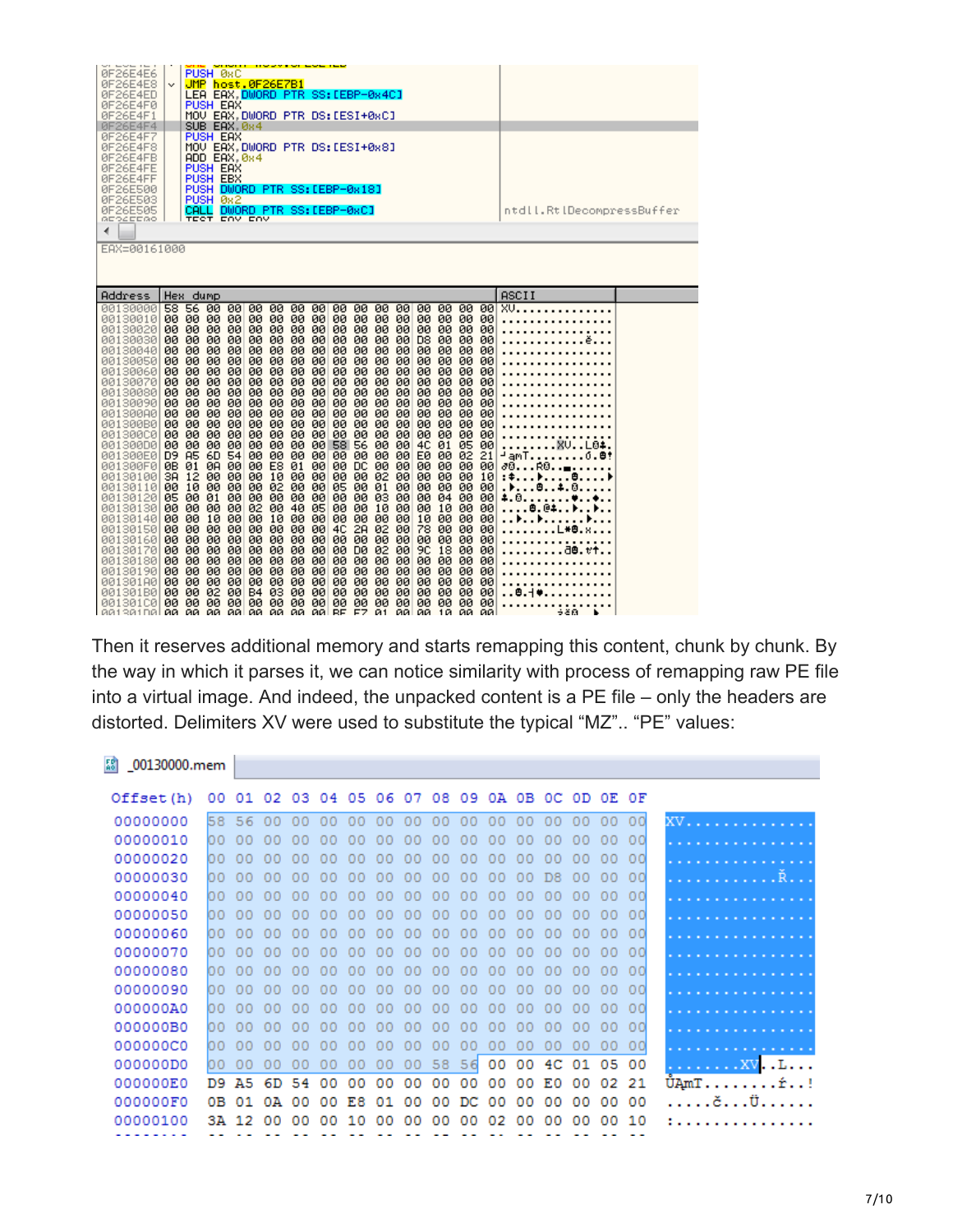Then it reserves additional memory and starts remapping this content, chunk by chunk. By the way in which it parses it, we can notice similarity with process of remapping raw PE file into a virtual image. And indeed, the unpacked content is a PE file – only the headers are distorted. Delimiters XV were used to substitute the typical “MZ”.. “PE” values: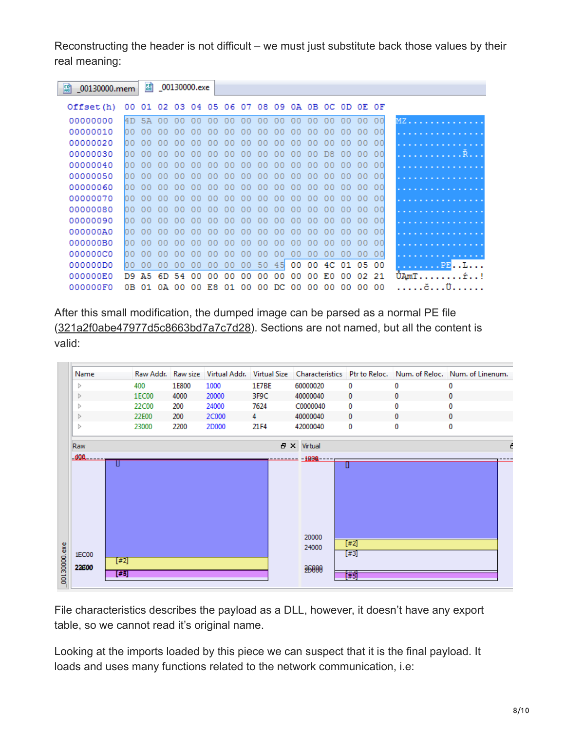Reconstructing the header is not difficult – we must just substitute back those values by their real meaning:

```
Offset(h) 00 01 02 03 04 05 06 07 08 09 0A 0B 0C 0D 0E 0F
00000000  4D 5A 00 00 00 00 00 00 00 00 00 00 00 00 00 00  MZ..............
00000010  00 00 00 00 00 00 00 00 00 00 00 00 00 00 00 00  ................
00000020  00 00 00 00 00 00 00 00 00 00 00 00 00 00 00 00  ................
00000030  00 00 00 00 00 00 00 00 00 00 00 00 D8 00 00 00  ............Ř...
00000040  00 00 00 00 00 00 00 00 00 00 00 00 00 00 00 00  ................
00000050  00 00 00 00 00 00 00 00 00 00 00 00 00 00 00 00  ................
00000060  00 00 00 00 00 00 00 00 00 00 00 00 00 00 00 00  ................
00000070  00 00 00 00 00 00 00 00 00 00 00 00 00 00 00 00  ................
00000080  00 00 00 00 00 00 00 00 00 00 00 00 00 00 00 00  ................
00000090  00 00 00 00 00 00 00 00 00 00 00 00 00 00 00 00  ................
000000A0  00 00 00 00 00 00 00 00 00 00 00 00 00 00 00 00  ................
000000B0  00 00 00 00 00 00 00 00 00 00 00 00 00 00 00 00  ................
000000C0  00 00 00 00 00 00 00 00 00 00 00 00 00 00 00 00  ................
000000D0  00 00 00 00 00 00 00 00 50 45 00 00 4C 01 05 00  ........PE..L...
000000E0  D9 A5 6D 54 00 00 00 00 00 00 00 00 E0 00 02 21  ŮĄmT........ŕ..!
000000F0  0B 01 0A 00 00 E8 01 00 00 DC 00 00 00 00 00 00  .....č...Ü......
```

After this small modification, the dumped image can be parsed as a normal PE file (321a2f0abe47977d5c8663bd7a7c7d28). Sections are not named, but all the content is valid:

| Name | Raw Addr. | Raw size | Virtual Addr. | Virtual Size | Characteristics | Ptr to Reloc. | Num. of Reloc. | Num. of Linenum. |
|---|---|---|---|---|---|---|---|---|
| | 400 | 1E800 | 1000 | 1E7BE | 60000020 | 0 | 0 | 0 |
| | 1EC00 | 4000 | 20000 | 3F9C | 40000040 | 0 | 0 | 0 |
| | 22C00 | 200 | 24000 | 7624 | C0000040 | 0 | 0 | 0 |
| | 22E00 | 200 | 2C000 | 4 | 40000040 | 0 | 0 | 0 |
| | 23000 | 2200 | 2D000 | 21F4 | 42000040 | 0 | 0 | 0 |

File characteristics describes the payload as a DLL, however, it doesn't have any export table, so we cannot read it's original name.

Looking at the imports loaded by this piece we can suspect that it is the final payload. It loads and uses many functions related to the network communication, i.e: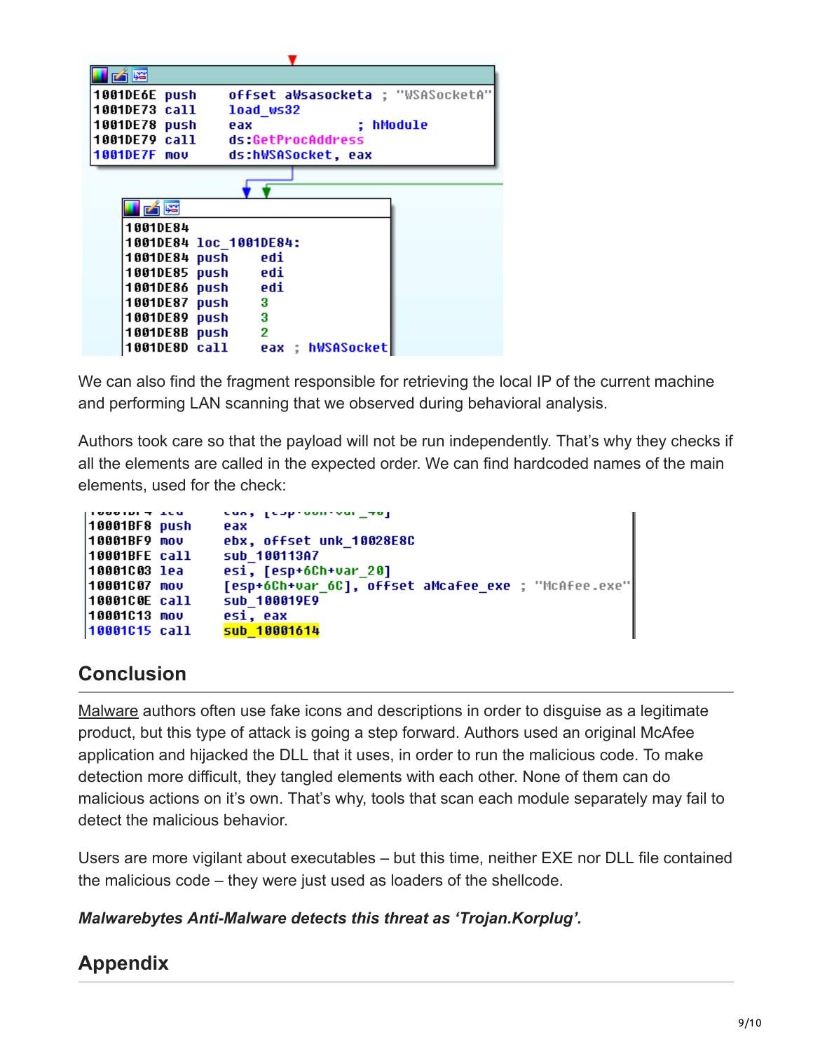```
1001DE6E push    offset aWsasocketa ; "WSASocketA"
1001DE73 call    load_ws32
1001DE78 push    eax             ; hModule
1001DE79 call    ds:GetProcAddress
1001DE7F mov     ds:hWSASocket, eax
```

```
1001DE84
1001DE84 loc_1001DE84:
1001DE84 push    edi
1001DE85 push    edi
1001DE86 push    edi
1001DE87 push    3
1001DE89 push    3
1001DE8B push    2
1001DE8D call    eax ; hWSASocket
```

We can also find the fragment responsible for retrieving the local IP of the current machine and performing LAN scanning that we observed during behavioral analysis.

Authors took care so that the payload will not be run independently. That's why they checks if all the elements are called in the expected order. We can find hardcoded names of the main elements, used for the check:

```
10001BF8 push    eax
10001BF9 mov     ebx, offset unk_10028E8C
10001BFE call    sub_100113A7
10001C03 lea     esi, [esp+6Ch+var_20]
10001C07 mov     [esp+6Ch+var_6C], offset aMcafee_exe ; "McAfee.exe"
10001C0E call    sub_100019E9
10001C13 mov     esi, eax
10001C15 call    sub_10001614
```

## Conclusion

Malware authors often use fake icons and descriptions in order to disguise as a legitimate product, but this type of attack is going a step forward. Authors used an original McAfee application and hijacked the DLL that it uses, in order to run the malicious code. To make detection more difficult, they tangled elements with each other. None of them can do malicious actions on it's own. That's why, tools that scan each module separately may fail to detect the malicious behavior.

Users are more vigilant about executables – but this time, neither EXE nor DLL file contained the malicious code – they were just used as loaders of the shellcode.

***Malwarebytes Anti-Malware detects this threat as 'Trojan.Korplug'.***

## Appendix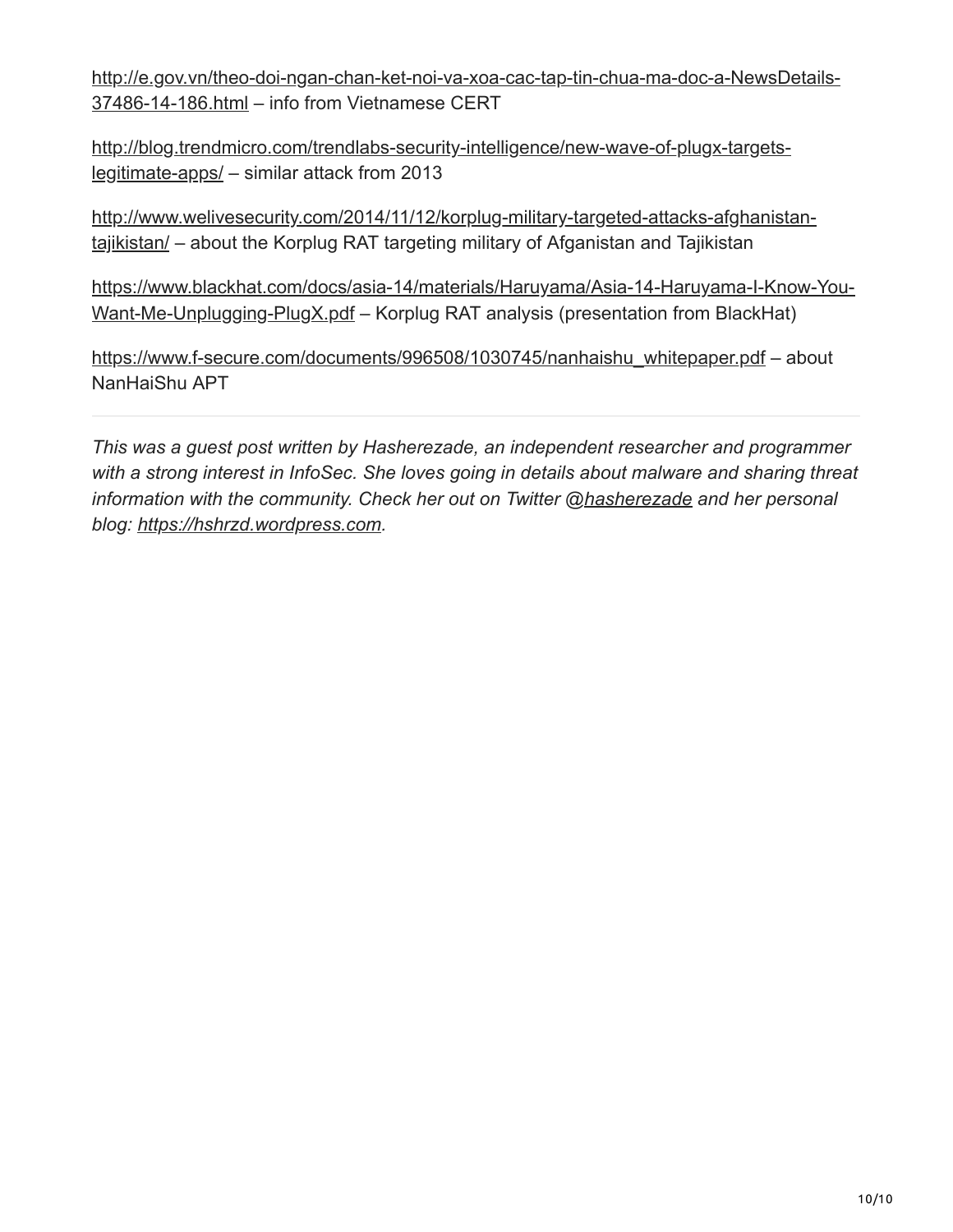http://e.gov.vn/theo-doi-ngan-chan-ket-noi-va-xoa-cac-tap-tin-chua-ma-doc-a-NewsDetails-37486-14-186.html – info from Vietnamese CERT

http://blog.trendmicro.com/trendlabs-security-intelligence/new-wave-of-plugx-targets-legitimate-apps/ – similar attack from 2013

http://www.welivesecurity.com/2014/11/12/korplug-military-targeted-attacks-afghanistan-tajikistan/ – about the Korplug RAT targeting military of Afganistan and Tajikistan

https://www.blackhat.com/docs/asia-14/materials/Haruyama/Asia-14-Haruyama-I-Know-You-Want-Me-Unplugging-PlugX.pdf – Korplug RAT analysis (presentation from BlackHat)

https://www.f-secure.com/documents/996508/1030745/nanhaishu_whitepaper.pdf – about NanHaiShu APT

---

*This was a guest post written by Hasherezade, an independent researcher and programmer with a strong interest in InfoSec. She loves going in details about malware and sharing threat information with the community. Check her out on Twitter @hasherezade and her personal blog: https://hshrzd.wordpress.com.*